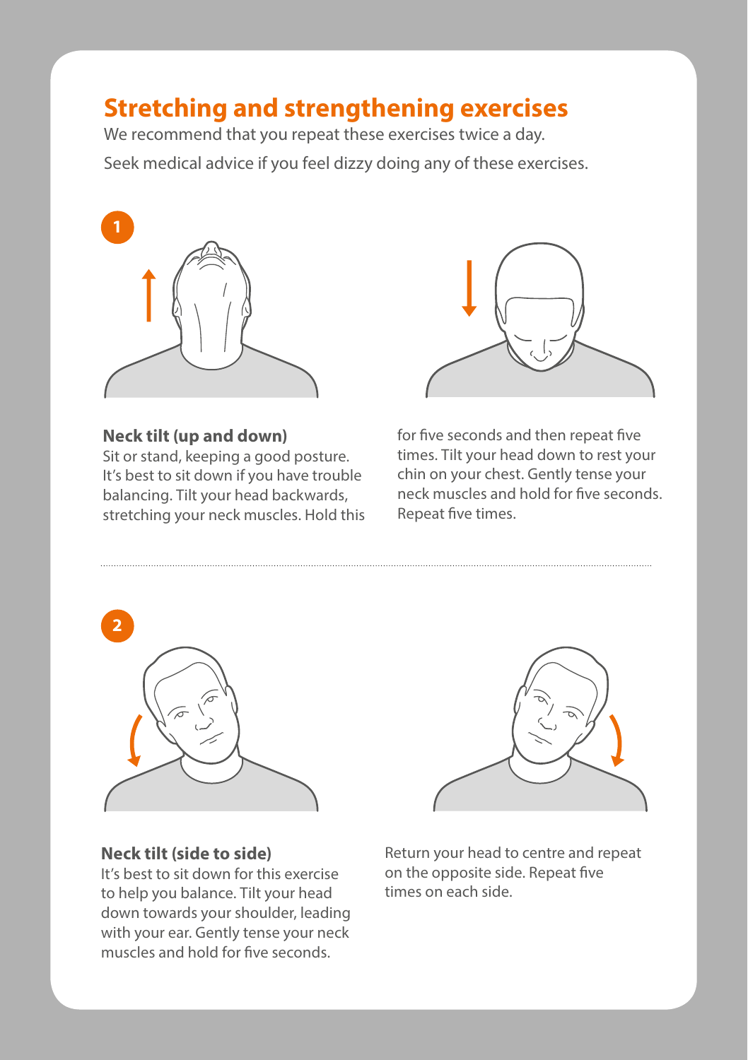# Stretching and strengthening exercises

We recommend that you repeat these exercises twice a day.

Seek medical advice if you feel dizzy doing any of these exercises.

**1**

**Neck tilt (up and down)**
Sit or stand, keeping a good posture. It's best to sit down if you have trouble balancing. Tilt your head backwards, stretching your neck muscles. Hold this for five seconds and then repeat five times. Tilt your head down to rest your chin on your chest. Gently tense your neck muscles and hold for five seconds. Repeat five times.

**2**

**Neck tilt (side to side)**
It's best to sit down for this exercise to help you balance. Tilt your head down towards your shoulder, leading with your ear. Gently tense your neck muscles and hold for five seconds.

Return your head to centre and repeat on the opposite side. Repeat five times on each side.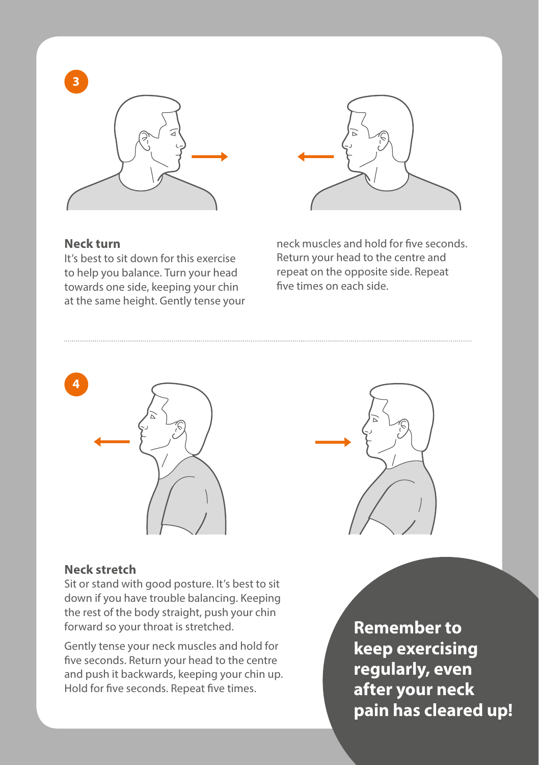3

### Neck turn

It's best to sit down for this exercise to help you balance. Turn your head towards one side, keeping your chin at the same height. Gently tense your neck muscles and hold for five seconds. Return your head to the centre and repeat on the opposite side. Repeat five times on each side.

4

### Neck stretch

Sit or stand with good posture. It's best to sit down if you have trouble balancing. Keeping the rest of the body straight, push your chin forward so your throat is stretched.

Gently tense your neck muscles and hold for five seconds. Return your head to the centre and push it backwards, keeping your chin up. Hold for five seconds. Repeat five times.

**Remember to keep exercising regularly, even after your neck pain has cleared up!**